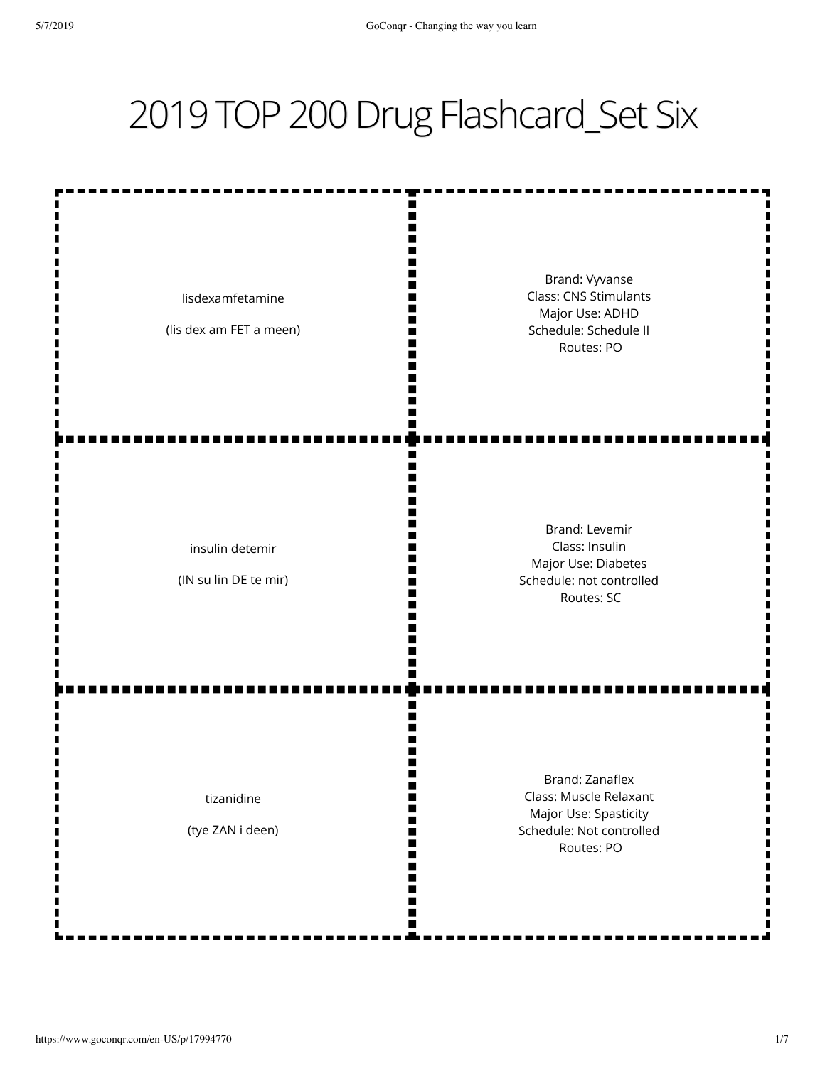# 2019 TOP 200 Drug Flashcard_Set Six

| Drug | Details |
| --- | --- |
| lisdexamfetamine<br><br>(lis dex am FET a meen) | Brand: Vyvanse<br>Class: CNS Stimulants<br>Major Use: ADHD<br>Schedule: Schedule II<br>Routes: PO |
| insulin detemir<br><br>(IN su lin DE te mir) | Brand: Levemir<br>Class: Insulin<br>Major Use: Diabetes<br>Schedule: not controlled<br>Routes: SC |
| tizanidine<br><br>(tye ZAN i deen) | Brand: Zanaflex<br>Class: Muscle Relaxant<br>Major Use: Spasticity<br>Schedule: Not controlled<br>Routes: PO |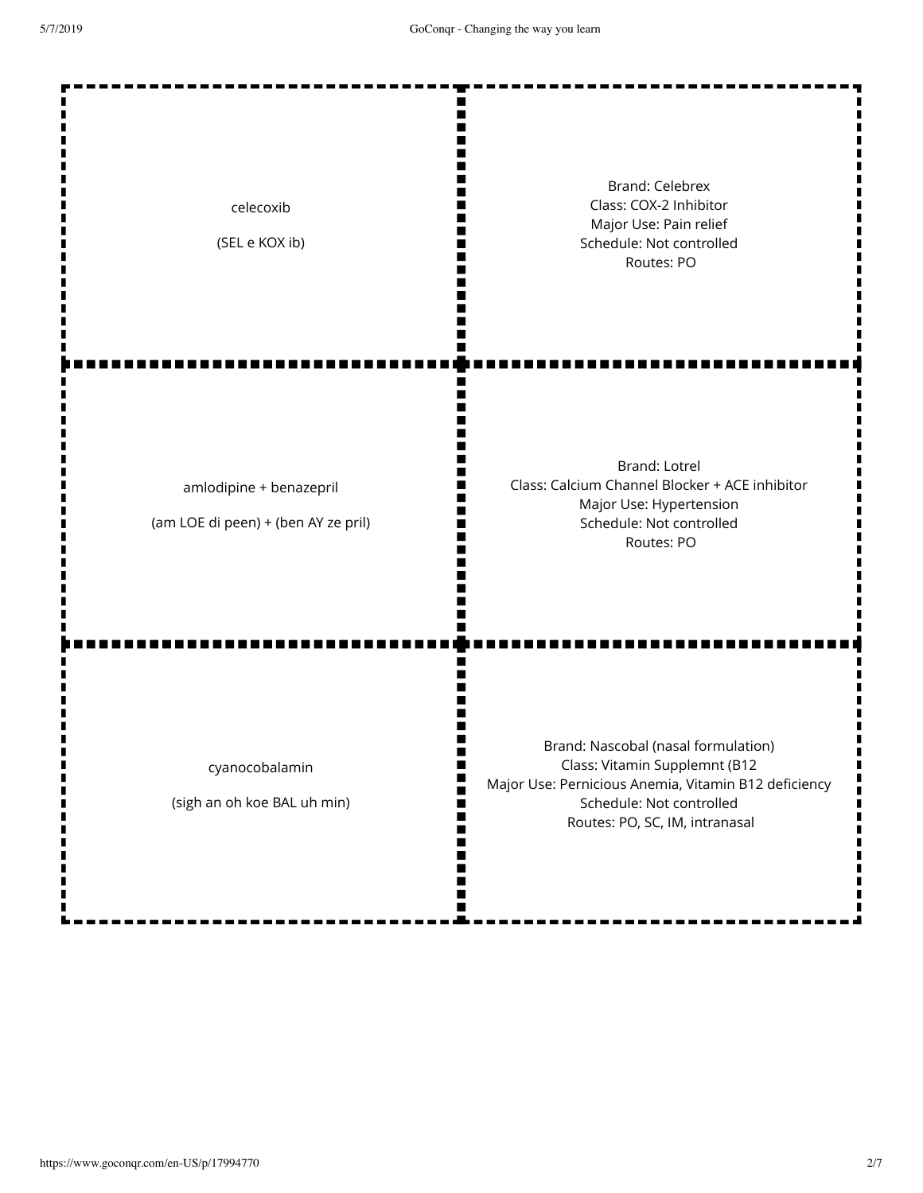| Drug | Details |
| --- | --- |
| celecoxib<br><br>(SEL e KOX ib) | Brand: Celebrex<br>Class: COX-2 Inhibitor<br>Major Use: Pain relief<br>Schedule: Not controlled<br>Routes: PO |
| amlodipine + benazepril<br><br>(am LOE di peen) + (ben AY ze pril) | Brand: Lotrel<br>Class: Calcium Channel Blocker + ACE inhibitor<br>Major Use: Hypertension<br>Schedule: Not controlled<br>Routes: PO |
| cyanocobalamin<br><br>(sigh an oh koe BAL uh min) | Brand: Nascobal (nasal formulation)<br>Class: Vitamin Supplemnt (B12<br>Major Use: Pernicious Anemia, Vitamin B12 deficiency<br>Schedule: Not controlled<br>Routes: PO, SC, IM, intranasal |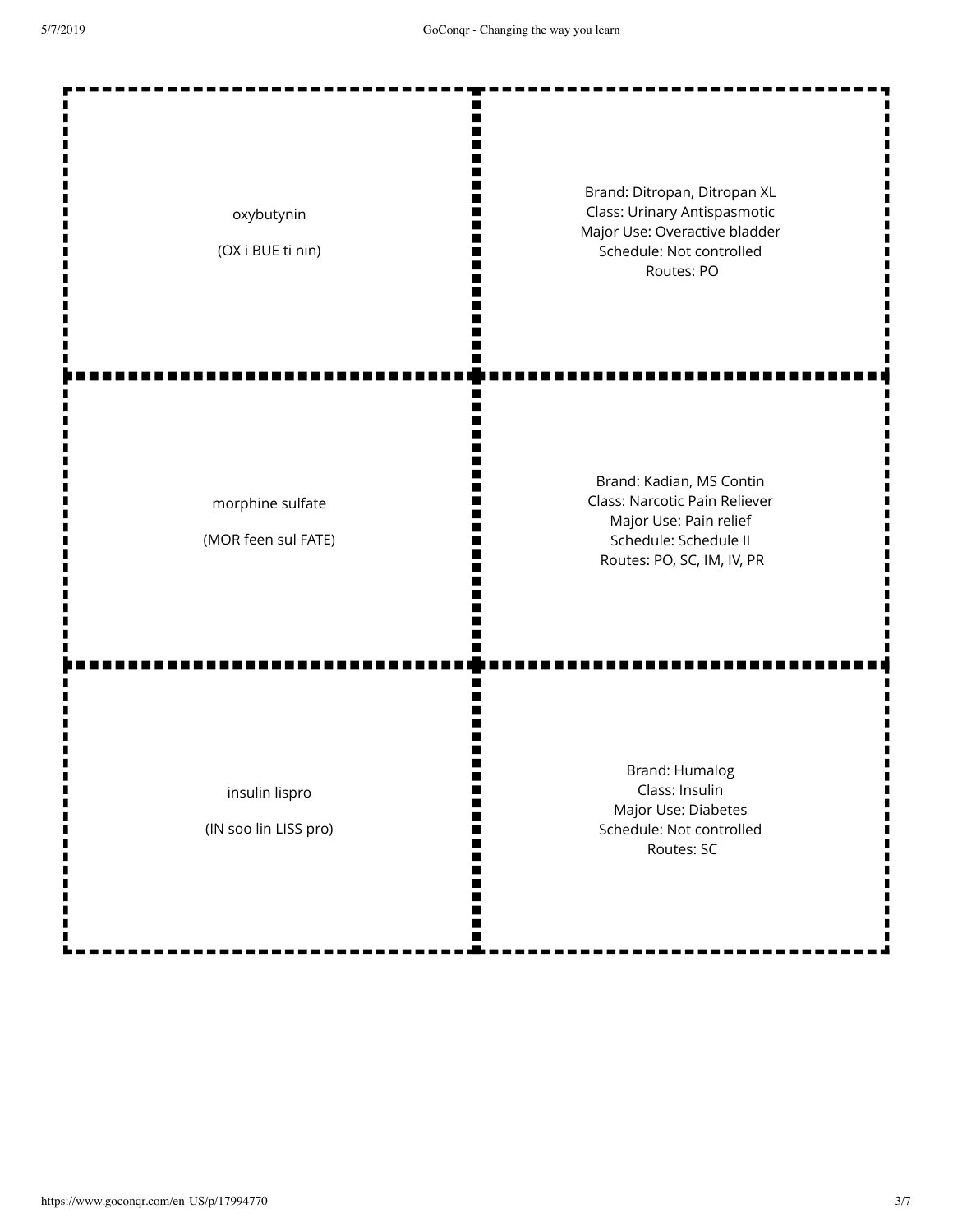| Drug | Details |
| --- | --- |
| oxybutynin<br><br>(OX i BUE ti nin) | Brand: Ditropan, Ditropan XL<br>Class: Urinary Antispasmotic<br>Major Use: Overactive bladder<br>Schedule: Not controlled<br>Routes: PO |
| morphine sulfate<br><br>(MOR feen sul FATE) | Brand: Kadian, MS Contin<br>Class: Narcotic Pain Reliever<br>Major Use: Pain relief<br>Schedule: Schedule II<br>Routes: PO, SC, IM, IV, PR |
| insulin lispro<br><br>(IN soo lin LISS pro) | Brand: Humalog<br>Class: Insulin<br>Major Use: Diabetes<br>Schedule: Not controlled<br>Routes: SC |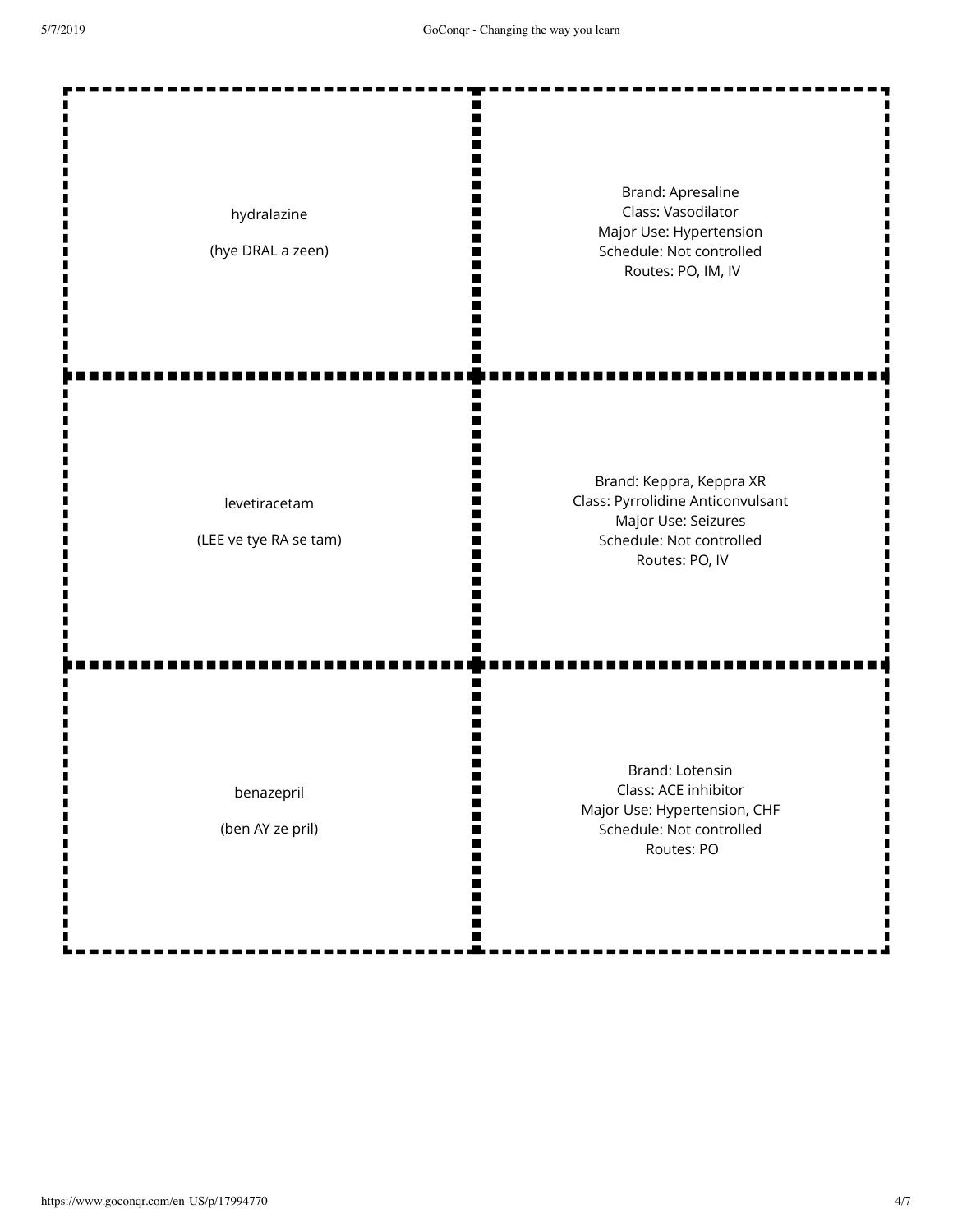| | |
|---|---|
| hydralazine<br><br>(hye DRAL a zeen) | Brand: Apresaline<br>Class: Vasodilator<br>Major Use: Hypertension<br>Schedule: Not controlled<br>Routes: PO, IM, IV |
| levetiracetam<br><br>(LEE ve tye RA se tam) | Brand: Keppra, Keppra XR<br>Class: Pyrrolidine Anticonvulsant<br>Major Use: Seizures<br>Schedule: Not controlled<br>Routes: PO, IV |
| benazepril<br><br>(ben AY ze pril) | Brand: Lotensin<br>Class: ACE inhibitor<br>Major Use: Hypertension, CHF<br>Schedule: Not controlled<br>Routes: PO |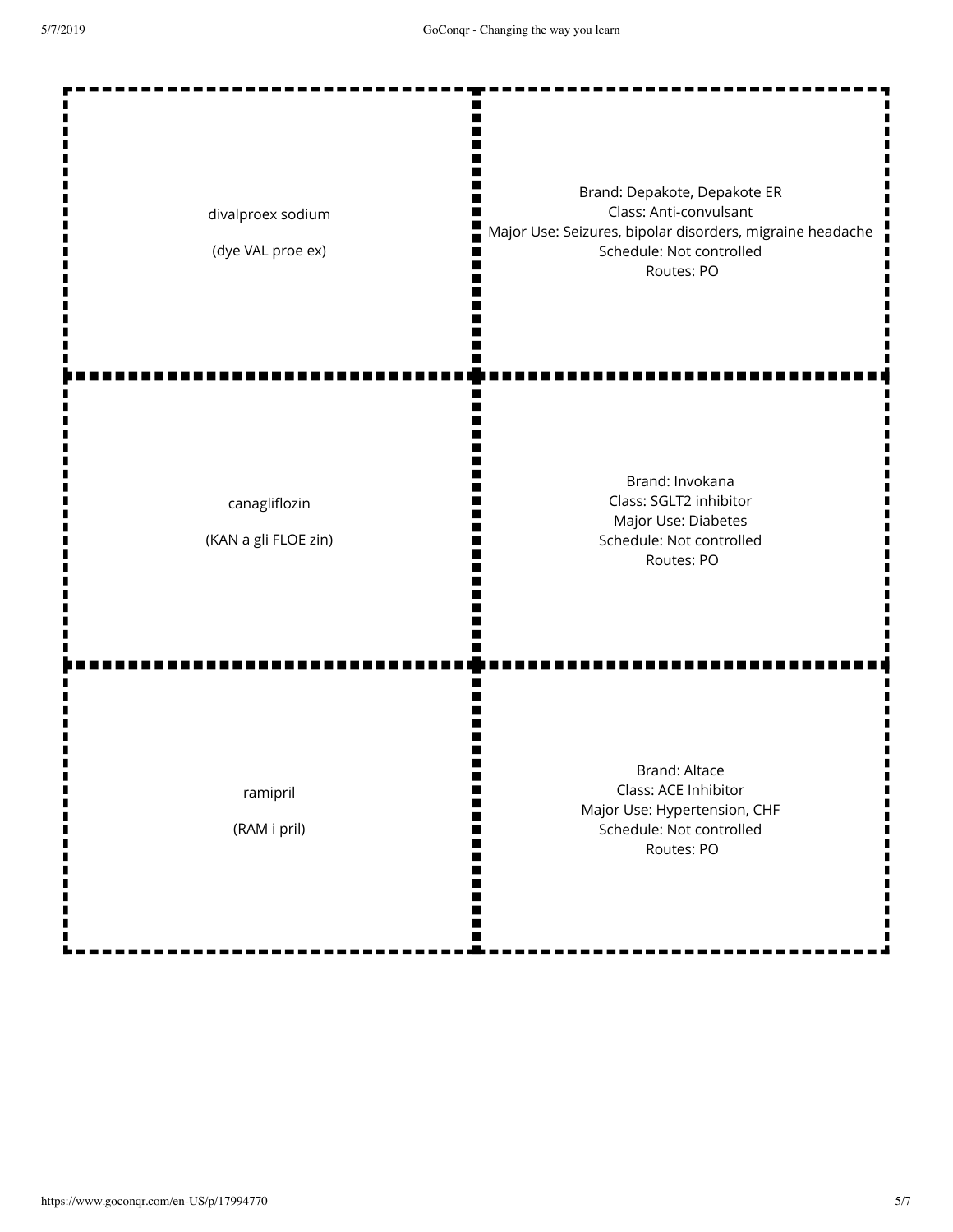| | |
|---|---|
| divalproex sodium<br><br>(dye VAL proe ex) | Brand: Depakote, Depakote ER<br>Class: Anti-convulsant<br>Major Use: Seizures, bipolar disorders, migraine headache<br>Schedule: Not controlled<br>Routes: PO |
| canagliflozin<br><br>(KAN a gli FLOE zin) | Brand: Invokana<br>Class: SGLT2 inhibitor<br>Major Use: Diabetes<br>Schedule: Not controlled<br>Routes: PO |
| ramipril<br><br>(RAM i pril) | Brand: Altace<br>Class: ACE Inhibitor<br>Major Use: Hypertension, CHF<br>Schedule: Not controlled<br>Routes: PO |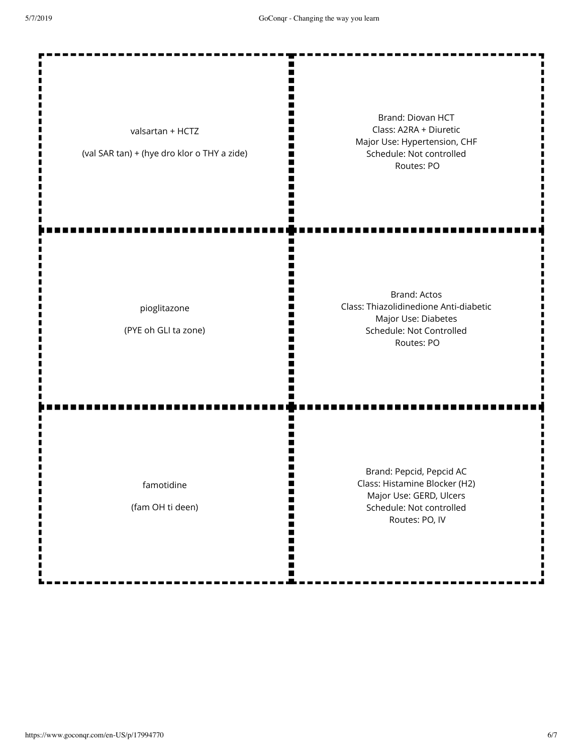| Drug | Details |
| --- | --- |
| valsartan + HCTZ<br><br>(val SAR tan) + (hye dro klor o THY a zide) | Brand: Diovan HCT<br>Class: A2RA + Diuretic<br>Major Use: Hypertension, CHF<br>Schedule: Not controlled<br>Routes: PO |
| pioglitazone<br><br>(PYE oh GLI ta zone) | Brand: Actos<br>Class: Thiazolidinedione Anti-diabetic<br>Major Use: Diabetes<br>Schedule: Not Controlled<br>Routes: PO |
| famotidine<br><br>(fam OH ti deen) | Brand: Pepcid, Pepcid AC<br>Class: Histamine Blocker (H2)<br>Major Use: GERD, Ulcers<br>Schedule: Not controlled<br>Routes: PO, IV |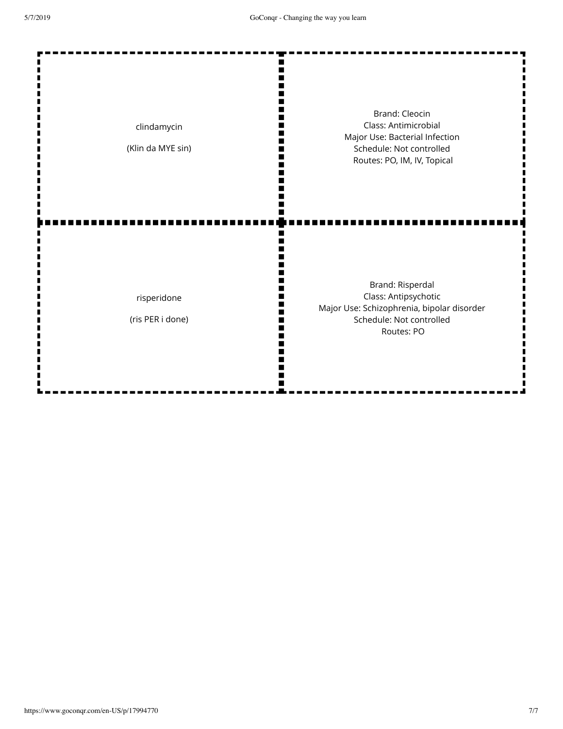| | |
|---|---|
| clindamycin<br><br>(Klin da MYE sin) | Brand: Cleocin<br>Class: Antimicrobial<br>Major Use: Bacterial Infection<br>Schedule: Not controlled<br>Routes: PO, IM, IV, Topical |
| risperidone<br><br>(ris PER i done) | Brand: Risperdal<br>Class: Antipsychotic<br>Major Use: Schizophrenia, bipolar disorder<br>Schedule: Not controlled<br>Routes: PO |